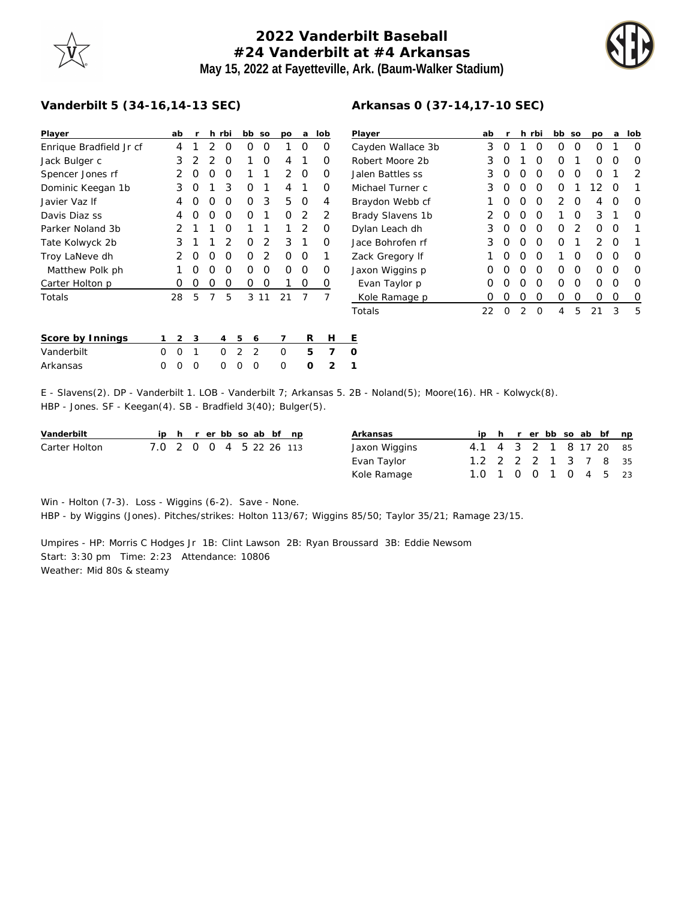# 2022 Vanderbilt Baseball
## #24 Vanderbilt at #4 Arkansas
### May 15, 2022 at Fayetteville, Ark. (Baum-Walker Stadium)

**Vanderbilt 5 (34-16,14-13 SEC)**

| Player | ab | r | h | rbi | bb | so | po | a | lob |
|---|---|---|---|---|---|---|---|---|---|
| Enrique Bradfield Jr cf | 4 | 1 | 2 | 0 | 0 | 0 | 1 | 0 | 0 |
| Jack Bulger c | 3 | 2 | 2 | 0 | 1 | 0 | 4 | 1 | 0 |
| Spencer Jones rf | 2 | 0 | 0 | 0 | 1 | 1 | 2 | 0 | 0 |
| Dominic Keegan 1b | 3 | 0 | 1 | 3 | 0 | 1 | 4 | 1 | 0 |
| Javier Vaz lf | 4 | 0 | 0 | 0 | 0 | 3 | 5 | 0 | 4 |
| Davis Diaz ss | 4 | 0 | 0 | 0 | 0 | 1 | 0 | 2 | 2 |
| Parker Noland 3b | 2 | 1 | 1 | 0 | 1 | 1 | 1 | 2 | 0 |
| Tate Kolwyck 2b | 3 | 1 | 1 | 2 | 0 | 2 | 3 | 1 | 0 |
| Troy LaNeve dh | 2 | 0 | 0 | 0 | 0 | 2 | 0 | 0 | 1 |
| Matthew Polk ph | 1 | 0 | 0 | 0 | 0 | 0 | 0 | 0 | 0 |
| Carter Holton p | 0 | 0 | 0 | 0 | 0 | 0 | 1 | 0 | 0 |
| Totals | 28 | 5 | 7 | 5 | 3 | 11 | 21 | 7 | 7 |

**Arkansas 0 (37-14,17-10 SEC)**

| Player | ab | r | h | rbi | bb | so | po | a | lob |
|---|---|---|---|---|---|---|---|---|---|
| Cayden Wallace 3b | 3 | 0 | 1 | 0 | 0 | 0 | 0 | 1 | 0 |
| Robert Moore 2b | 3 | 0 | 1 | 0 | 0 | 1 | 0 | 0 | 0 |
| Jalen Battles ss | 3 | 0 | 0 | 0 | 0 | 0 | 0 | 1 | 2 |
| Michael Turner c | 3 | 0 | 0 | 0 | 0 | 1 | 12 | 0 | 1 |
| Braydon Webb cf | 1 | 0 | 0 | 0 | 2 | 0 | 4 | 0 | 0 |
| Brady Slavens 1b | 2 | 0 | 0 | 0 | 1 | 0 | 3 | 1 | 0 |
| Dylan Leach dh | 3 | 0 | 0 | 0 | 0 | 2 | 0 | 0 | 1 |
| Jace Bohrofen rf | 3 | 0 | 0 | 0 | 0 | 1 | 2 | 0 | 1 |
| Zack Gregory lf | 1 | 0 | 0 | 0 | 1 | 0 | 0 | 0 | 0 |
| Jaxon Wiggins p | 0 | 0 | 0 | 0 | 0 | 0 | 0 | 0 | 0 |
| Evan Taylor p | 0 | 0 | 0 | 0 | 0 | 0 | 0 | 0 | 0 |
| Kole Ramage p | 0 | 0 | 0 | 0 | 0 | 0 | 0 | 0 | 0 |
| Totals | 22 | 0 | 2 | 0 | 4 | 5 | 21 | 3 | 5 |

| Score by Innings | 1 | 2 | 3 | 4 | 5 | 6 | 7 | R | H | E |
|---|---|---|---|---|---|---|---|---|---|---|
| Vanderbilt | 0 | 0 | 1 | 0 | 2 | 2 | 0 | 5 | 7 | 0 |
| Arkansas | 0 | 0 | 0 | 0 | 0 | 0 | 0 | 0 | 2 | 1 |

E - Slavens(2). DP - Vanderbilt 1. LOB - Vanderbilt 7; Arkansas 5. 2B - Noland(5); Moore(16). HR - Kolwyck(8).
HBP - Jones. SF - Keegan(4). SB - Bradfield 3(40); Bulger(5).

| Vanderbilt | ip | h | r | er | bb | so | ab | bf | np |
|---|---|---|---|---|---|---|---|---|---|
| Carter Holton | 7.0 | 2 | 0 | 0 | 4 | 5 | 22 | 26 | 113 |

| Arkansas | ip | h | r | er | bb | so | ab | bf | np |
|---|---|---|---|---|---|---|---|---|---|
| Jaxon Wiggins | 4.1 | 4 | 3 | 2 | 1 | 8 | 17 | 20 | 85 |
| Evan Taylor | 1.2 | 2 | 2 | 2 | 1 | 3 | 7 | 8 | 35 |
| Kole Ramage | 1.0 | 1 | 0 | 0 | 1 | 0 | 4 | 5 | 23 |

Win - Holton (7-3). Loss - Wiggins (6-2). Save - None.
HBP - by Wiggins (Jones). Pitches/strikes: Holton 113/67; Wiggins 85/50; Taylor 35/21; Ramage 23/15.

Umpires - HP: Morris C Hodges Jr 1B: Clint Lawson 2B: Ryan Broussard 3B: Eddie Newsom
Start: 3:30 pm Time: 2:23 Attendance: 10806
Weather: Mid 80s & steamy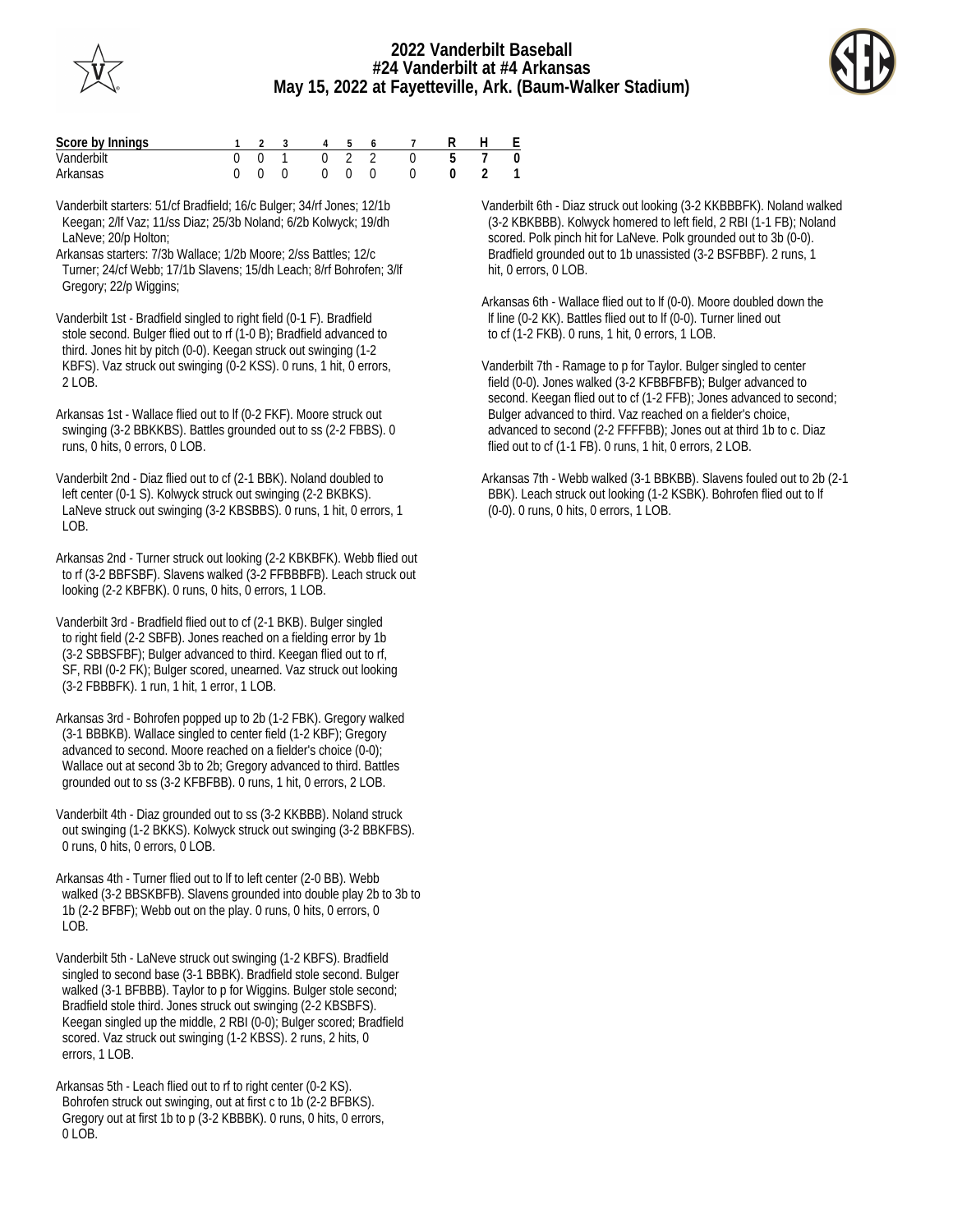# 2022 Vanderbilt Baseball
## #24 Vanderbilt at #4 Arkansas
## May 15, 2022 at Fayetteville, Ark. (Baum-Walker Stadium)

| Score by Innings | 1 | 2 | 3 | 4 | 5 | 6 | 7 | R | H | E |
|---|---|---|---|---|---|---|---|---|---|---|
| Vanderbilt | 0 | 0 | 1 | 0 | 2 | 2 | 0 | **5** | **7** | **0** |
| Arkansas | 0 | 0 | 0 | 0 | 0 | 0 | 0 | **0** | **2** | **1** |

Vanderbilt starters: 51/cf Bradfield; 16/c Bulger; 34/rf Jones; 12/1b Keegan; 2/lf Vaz; 11/ss Diaz; 25/3b Noland; 6/2b Kolwyck; 19/dh LaNeve; 20/p Holton;

Arkansas starters: 7/3b Wallace; 1/2b Moore; 2/ss Battles; 12/c Turner; 24/cf Webb; 17/1b Slavens; 15/dh Leach; 8/rf Bohrofen; 3/lf Gregory; 22/p Wiggins;

Vanderbilt 1st - Bradfield singled to right field (0-1 F). Bradfield stole second. Bulger flied out to rf (1-0 B); Bradfield advanced to third. Jones hit by pitch (0-0). Keegan struck out swinging (1-2 KBFS). Vaz struck out swinging (0-2 KSS). 0 runs, 1 hit, 0 errors, 2 LOB.

Arkansas 1st - Wallace flied out to lf (0-2 FKF). Moore struck out swinging (3-2 BBKKBS). Battles grounded out to ss (2-2 FBBS). 0 runs, 0 hits, 0 errors, 0 LOB.

Vanderbilt 2nd - Diaz flied out to cf (2-1 BBK). Noland doubled to left center (0-1 S). Kolwyck struck out swinging (2-2 BKBKS). LaNeve struck out swinging (3-2 KBSBBS). 0 runs, 1 hit, 0 errors, 1 LOB.

Arkansas 2nd - Turner struck out looking (2-2 KBKBFK). Webb flied out to rf (3-2 BBFSBF). Slavens walked (3-2 FFBBBFB). Leach struck out looking (2-2 KBFBK). 0 runs, 0 hits, 0 errors, 1 LOB.

Vanderbilt 3rd - Bradfield flied out to cf (2-1 BKB). Bulger singled to right field (2-2 SBFB). Jones reached on a fielding error by 1b (3-2 SBBSFBF); Bulger advanced to third. Keegan flied out to rf, SF, RBI (0-2 FK); Bulger scored, unearned. Vaz struck out looking (3-2 FBBBFK). 1 run, 1 hit, 1 error, 1 LOB.

Arkansas 3rd - Bohrofen popped up to 2b (1-2 FBK). Gregory walked (3-1 BBBKB). Wallace singled to center field (1-2 KBF); Gregory advanced to second. Moore reached on a fielder's choice (0-0); Wallace out at second 3b to 2b; Gregory advanced to third. Battles grounded out to ss (3-2 KFBFBB). 0 runs, 1 hit, 0 errors, 2 LOB.

Vanderbilt 4th - Diaz grounded out to ss (3-2 KKBBB). Noland struck out swinging (1-2 BKKS). Kolwyck struck out swinging (3-2 BBKFBS). 0 runs, 0 hits, 0 errors, 0 LOB.

Arkansas 4th - Turner flied out to lf to left center (2-0 BB). Webb walked (3-2 BBSKBFB). Slavens grounded into double play 2b to 3b to 1b (2-2 BFBF); Webb out on the play. 0 runs, 0 hits, 0 errors, 0 LOB.

Vanderbilt 5th - LaNeve struck out swinging (1-2 KBFS). Bradfield singled to second base (3-1 BBBK). Bradfield stole second. Bulger walked (3-1 BFBBB). Taylor to p for Wiggins. Bulger stole second; Bradfield stole third. Jones struck out swinging (2-2 KBSBFS). Keegan singled up the middle, 2 RBI (0-0); Bulger scored; Bradfield scored. Vaz struck out swinging (1-2 KBSS). 2 runs, 2 hits, 0 errors, 1 LOB.

Arkansas 5th - Leach flied out to rf to right center (0-2 KS). Bohrofen struck out swinging, out at first c to 1b (2-2 BFBKS). Gregory out at first 1b to p (3-2 KBBBK). 0 runs, 0 hits, 0 errors, 0 LOB.

Vanderbilt 6th - Diaz struck out looking (3-2 KKBBBFK). Noland walked (3-2 KBKBBB). Kolwyck homered to left field, 2 RBI (1-1 FB); Noland scored. Polk pinch hit for LaNeve. Polk grounded out to 3b (0-0). Bradfield grounded out to 1b unassisted (3-2 BSFBBF). 2 runs, 1 hit, 0 errors, 0 LOB.

Arkansas 6th - Wallace flied out to lf (0-0). Moore doubled down the lf line (0-2 KK). Battles flied out to lf (0-0). Turner lined out to cf (1-2 FKB). 0 runs, 1 hit, 0 errors, 1 LOB.

Vanderbilt 7th - Ramage to p for Taylor. Bulger singled to center field (0-0). Jones walked (3-2 KFBBFBFB); Bulger advanced to second. Keegan flied out to cf (1-2 FFB); Jones advanced to second; Bulger advanced to third. Vaz reached on a fielder's choice, advanced to second (2-2 FFFFBB); Jones out at third 1b to c. Diaz flied out to cf (1-1 FB). 0 runs, 1 hit, 0 errors, 2 LOB.

Arkansas 7th - Webb walked (3-1 BBKBB). Slavens fouled out to 2b (2-1 BBK). Leach struck out looking (1-2 KSBK). Bohrofen flied out to lf (0-0). 0 runs, 0 hits, 0 errors, 1 LOB.